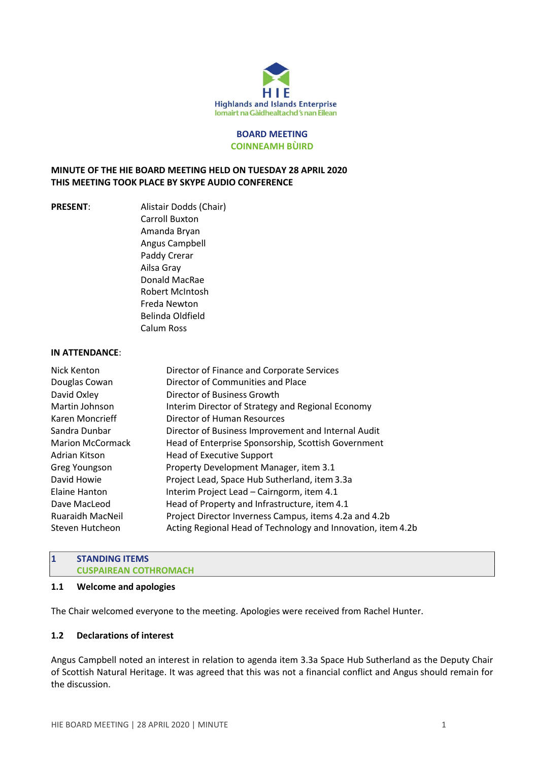HIE
Highlands and Islands Enterprise
Iomairt na Gàidhealtachd 's nan Eilean

**BOARD MEETING**
**COINNEAMH BÙIRD**

**MINUTE OF THE HIE BOARD MEETING HELD ON TUESDAY 28 APRIL 2020**
**THIS MEETING TOOK PLACE BY SKYPE AUDIO CONFERENCE**

**PRESENT**:

Alistair Dodds (Chair)
Carroll Buxton
Amanda Bryan
Angus Campbell
Paddy Crerar
Ailsa Gray
Donald MacRae
Robert McIntosh
Freda Newton
Belinda Oldfield
Calum Ross

**IN ATTENDANCE**:

| | |
|---|---|
| Nick Kenton | Director of Finance and Corporate Services |
| Douglas Cowan | Director of Communities and Place |
| David Oxley | Director of Business Growth |
| Martin Johnson | Interim Director of Strategy and Regional Economy |
| Karen Moncrieff | Director of Human Resources |
| Sandra Dunbar | Director of Business Improvement and Internal Audit |
| Marion McCormack | Head of Enterprise Sponsorship, Scottish Government |
| Adrian Kitson | Head of Executive Support |
| Greg Youngson | Property Development Manager, item 3.1 |
| David Howie | Project Lead, Space Hub Sutherland, item 3.3a |
| Elaine Hanton | Interim Project Lead – Cairngorm, item 4.1 |
| Dave MacLeod | Head of Property and Infrastructure, item 4.1 |
| Ruaraidh MacNeil | Project Director Inverness Campus, items 4.2a and 4.2b |
| Steven Hutcheon | Acting Regional Head of Technology and Innovation, item 4.2b |

## 1 STANDING ITEMS
## CUSPAIREAN COTHROMACH

### 1.1 Welcome and apologies

The Chair welcomed everyone to the meeting. Apologies were received from Rachel Hunter.

### 1.2 Declarations of interest

Angus Campbell noted an interest in relation to agenda item 3.3a Space Hub Sutherland as the Deputy Chair of Scottish Natural Heritage. It was agreed that this was not a financial conflict and Angus should remain for the discussion.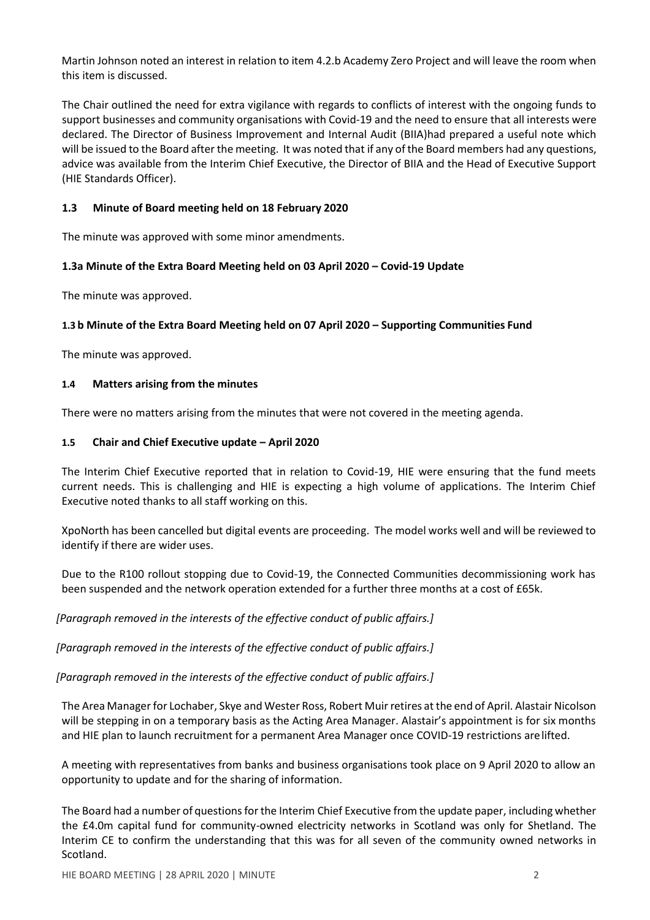Martin Johnson noted an interest in relation to item 4.2.b Academy Zero Project and will leave the room when this item is discussed.

The Chair outlined the need for extra vigilance with regards to conflicts of interest with the ongoing funds to support businesses and community organisations with Covid-19 and the need to ensure that all interests were declared. The Director of Business Improvement and Internal Audit (BIIA)had prepared a useful note which will be issued to the Board after the meeting. It was noted that if any of the Board members had any questions, advice was available from the Interim Chief Executive, the Director of BIIA and the Head of Executive Support (HIE Standards Officer).

### 1.3 Minute of Board meeting held on 18 February 2020

The minute was approved with some minor amendments.

### 1.3a Minute of the Extra Board Meeting held on 03 April 2020 – Covid-19 Update

The minute was approved.

### 1.3 b Minute of the Extra Board Meeting held on 07 April 2020 – Supporting Communities Fund

The minute was approved.

### 1.4 Matters arising from the minutes

There were no matters arising from the minutes that were not covered in the meeting agenda.

### 1.5 Chair and Chief Executive update – April 2020

The Interim Chief Executive reported that in relation to Covid-19, HIE were ensuring that the fund meets current needs. This is challenging and HIE is expecting a high volume of applications. The Interim Chief Executive noted thanks to all staff working on this.

XpoNorth has been cancelled but digital events are proceeding. The model works well and will be reviewed to identify if there are wider uses.

Due to the R100 rollout stopping due to Covid-19, the Connected Communities decommissioning work has been suspended and the network operation extended for a further three months at a cost of £65k.

*[Paragraph removed in the interests of the effective conduct of public affairs.]*

*[Paragraph removed in the interests of the effective conduct of public affairs.]*

*[Paragraph removed in the interests of the effective conduct of public affairs.]*

The Area Manager for Lochaber, Skye and Wester Ross, Robert Muir retires at the end of April. Alastair Nicolson will be stepping in on a temporary basis as the Acting Area Manager. Alastair's appointment is for six months and HIE plan to launch recruitment for a permanent Area Manager once COVID-19 restrictions are lifted.

A meeting with representatives from banks and business organisations took place on 9 April 2020 to allow an opportunity to update and for the sharing of information.

The Board had a number of questions for the Interim Chief Executive from the update paper, including whether the £4.0m capital fund for community-owned electricity networks in Scotland was only for Shetland. The Interim CE to confirm the understanding that this was for all seven of the community owned networks in Scotland.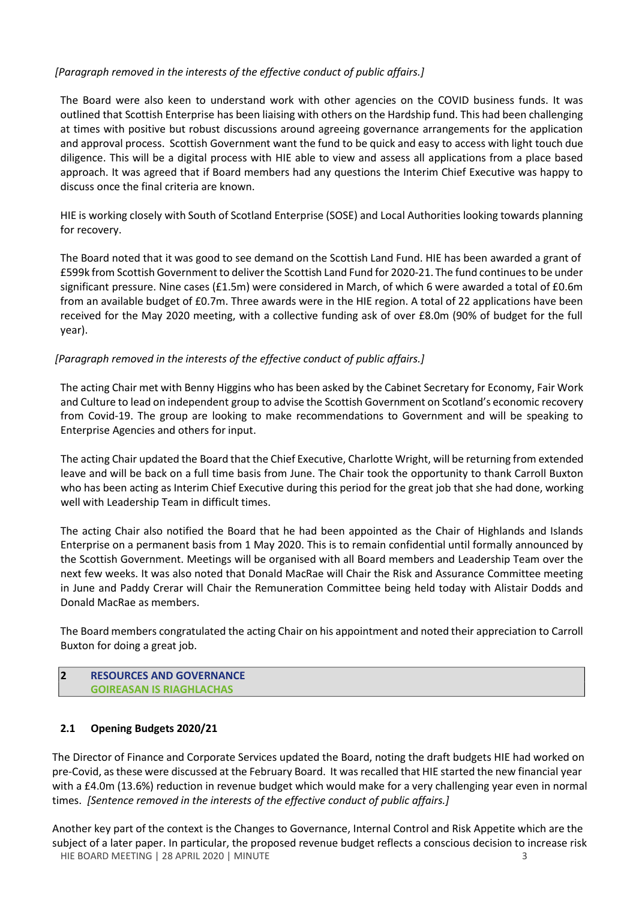*[Paragraph removed in the interests of the effective conduct of public affairs.]*

The Board were also keen to understand work with other agencies on the COVID business funds. It was outlined that Scottish Enterprise has been liaising with others on the Hardship fund. This had been challenging at times with positive but robust discussions around agreeing governance arrangements for the application and approval process. Scottish Government want the fund to be quick and easy to access with light touch due diligence. This will be a digital process with HIE able to view and assess all applications from a place based approach. It was agreed that if Board members had any questions the Interim Chief Executive was happy to discuss once the final criteria are known.

HIE is working closely with South of Scotland Enterprise (SOSE) and Local Authorities looking towards planning for recovery.

The Board noted that it was good to see demand on the Scottish Land Fund. HIE has been awarded a grant of £599k from Scottish Government to deliver the Scottish Land Fund for 2020-21. The fund continues to be under significant pressure. Nine cases (£1.5m) were considered in March, of which 6 were awarded a total of £0.6m from an available budget of £0.7m. Three awards were in the HIE region. A total of 22 applications have been received for the May 2020 meeting, with a collective funding ask of over £8.0m (90% of budget for the full year).

*[Paragraph removed in the interests of the effective conduct of public affairs.]*

The acting Chair met with Benny Higgins who has been asked by the Cabinet Secretary for Economy, Fair Work and Culture to lead on independent group to advise the Scottish Government on Scotland's economic recovery from Covid-19. The group are looking to make recommendations to Government and will be speaking to Enterprise Agencies and others for input.

The acting Chair updated the Board that the Chief Executive, Charlotte Wright, will be returning from extended leave and will be back on a full time basis from June. The Chair took the opportunity to thank Carroll Buxton who has been acting as Interim Chief Executive during this period for the great job that she had done, working well with Leadership Team in difficult times.

The acting Chair also notified the Board that he had been appointed as the Chair of Highlands and Islands Enterprise on a permanent basis from 1 May 2020. This is to remain confidential until formally announced by the Scottish Government. Meetings will be organised with all Board members and Leadership Team over the next few weeks. It was also noted that Donald MacRae will Chair the Risk and Assurance Committee meeting in June and Paddy Crerar will Chair the Remuneration Committee being held today with Alistair Dodds and Donald MacRae as members.

The Board members congratulated the acting Chair on his appointment and noted their appreciation to Carroll Buxton for doing a great job.

## 2 RESOURCES AND GOVERNANCE
## GOIREASAN IS RIAGHLACHAS

### 2.1 Opening Budgets 2020/21

The Director of Finance and Corporate Services updated the Board, noting the draft budgets HIE had worked on pre-Covid, as these were discussed at the February Board. It was recalled that HIE started the new financial year with a £4.0m (13.6%) reduction in revenue budget which would make for a very challenging year even in normal times. *[Sentence removed in the interests of the effective conduct of public affairs.]*

Another key part of the context is the Changes to Governance, Internal Control and Risk Appetite which are the subject of a later paper. In particular, the proposed revenue budget reflects a conscious decision to increase risk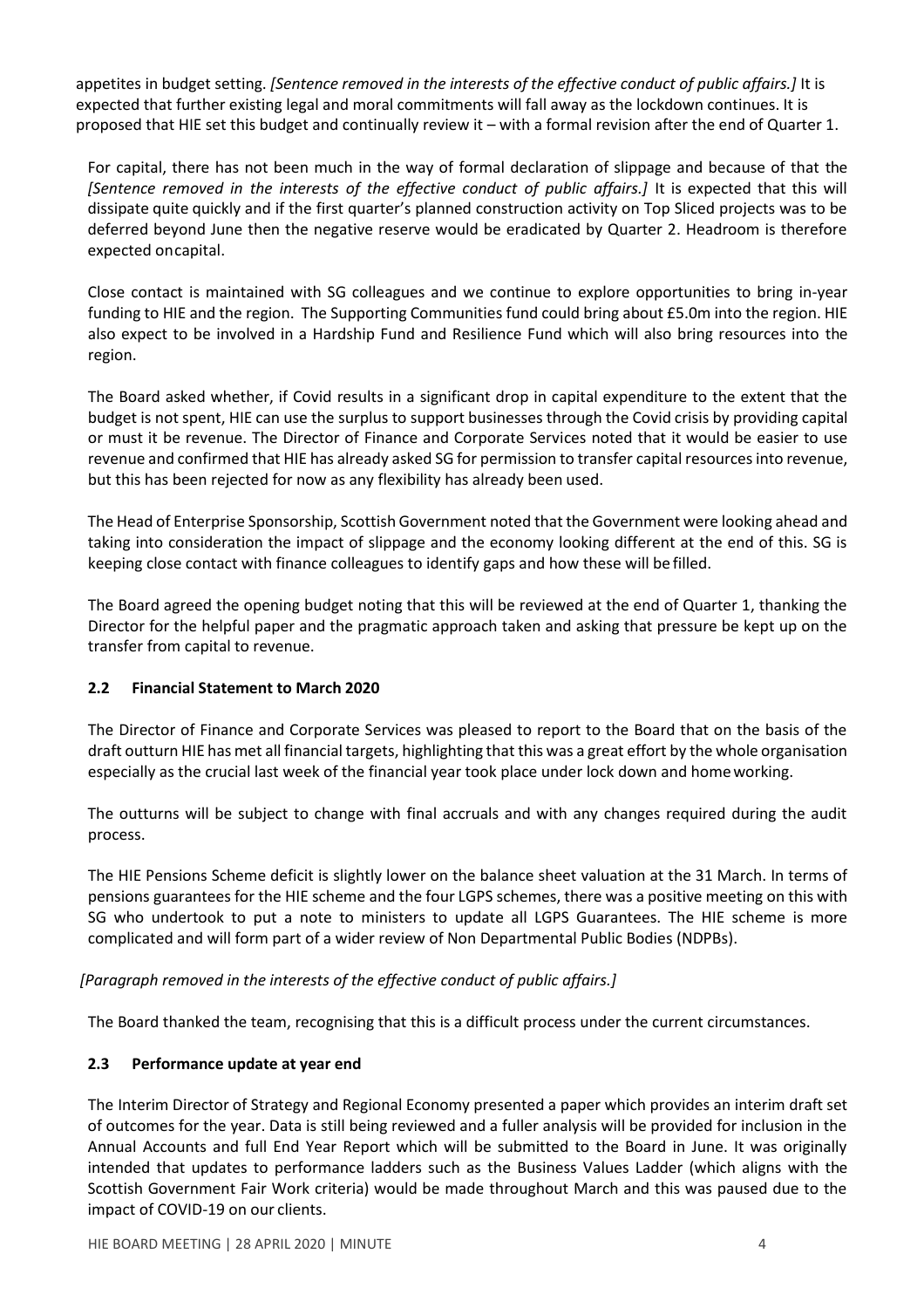appetites in budget setting. *[Sentence removed in the interests of the effective conduct of public affairs.]* It is expected that further existing legal and moral commitments will fall away as the lockdown continues. It is proposed that HIE set this budget and continually review it – with a formal revision after the end of Quarter 1.

For capital, there has not been much in the way of formal declaration of slippage and because of that the *[Sentence removed in the interests of the effective conduct of public affairs.]* It is expected that this will dissipate quite quickly and if the first quarter's planned construction activity on Top Sliced projects was to be deferred beyond June then the negative reserve would be eradicated by Quarter 2. Headroom is therefore expected oncapital.

Close contact is maintained with SG colleagues and we continue to explore opportunities to bring in-year funding to HIE and the region. The Supporting Communities fund could bring about £5.0m into the region. HIE also expect to be involved in a Hardship Fund and Resilience Fund which will also bring resources into the region.

The Board asked whether, if Covid results in a significant drop in capital expenditure to the extent that the budget is not spent, HIE can use the surplus to support businesses through the Covid crisis by providing capital or must it be revenue. The Director of Finance and Corporate Services noted that it would be easier to use revenue and confirmed that HIE has already asked SG for permission to transfer capital resources into revenue, but this has been rejected for now as any flexibility has already been used.

The Head of Enterprise Sponsorship, Scottish Government noted that the Government were looking ahead and taking into consideration the impact of slippage and the economy looking different at the end of this. SG is keeping close contact with finance colleagues to identify gaps and how these will be filled.

The Board agreed the opening budget noting that this will be reviewed at the end of Quarter 1, thanking the Director for the helpful paper and the pragmatic approach taken and asking that pressure be kept up on the transfer from capital to revenue.

### 2.2 Financial Statement to March 2020

The Director of Finance and Corporate Services was pleased to report to the Board that on the basis of the draft outturn HIE has met all financial targets, highlighting that this was a great effort by the whole organisation especially as the crucial last week of the financial year took place under lock down and home working.

The outturns will be subject to change with final accruals and with any changes required during the audit process.

The HIE Pensions Scheme deficit is slightly lower on the balance sheet valuation at the 31 March. In terms of pensions guarantees for the HIE scheme and the four LGPS schemes, there was a positive meeting on this with SG who undertook to put a note to ministers to update all LGPS Guarantees. The HIE scheme is more complicated and will form part of a wider review of Non Departmental Public Bodies (NDPBs).

*[Paragraph removed in the interests of the effective conduct of public affairs.]*

The Board thanked the team, recognising that this is a difficult process under the current circumstances.

### 2.3 Performance update at year end

The Interim Director of Strategy and Regional Economy presented a paper which provides an interim draft set of outcomes for the year. Data is still being reviewed and a fuller analysis will be provided for inclusion in the Annual Accounts and full End Year Report which will be submitted to the Board in June. It was originally intended that updates to performance ladders such as the Business Values Ladder (which aligns with the Scottish Government Fair Work criteria) would be made throughout March and this was paused due to the impact of COVID-19 on our clients.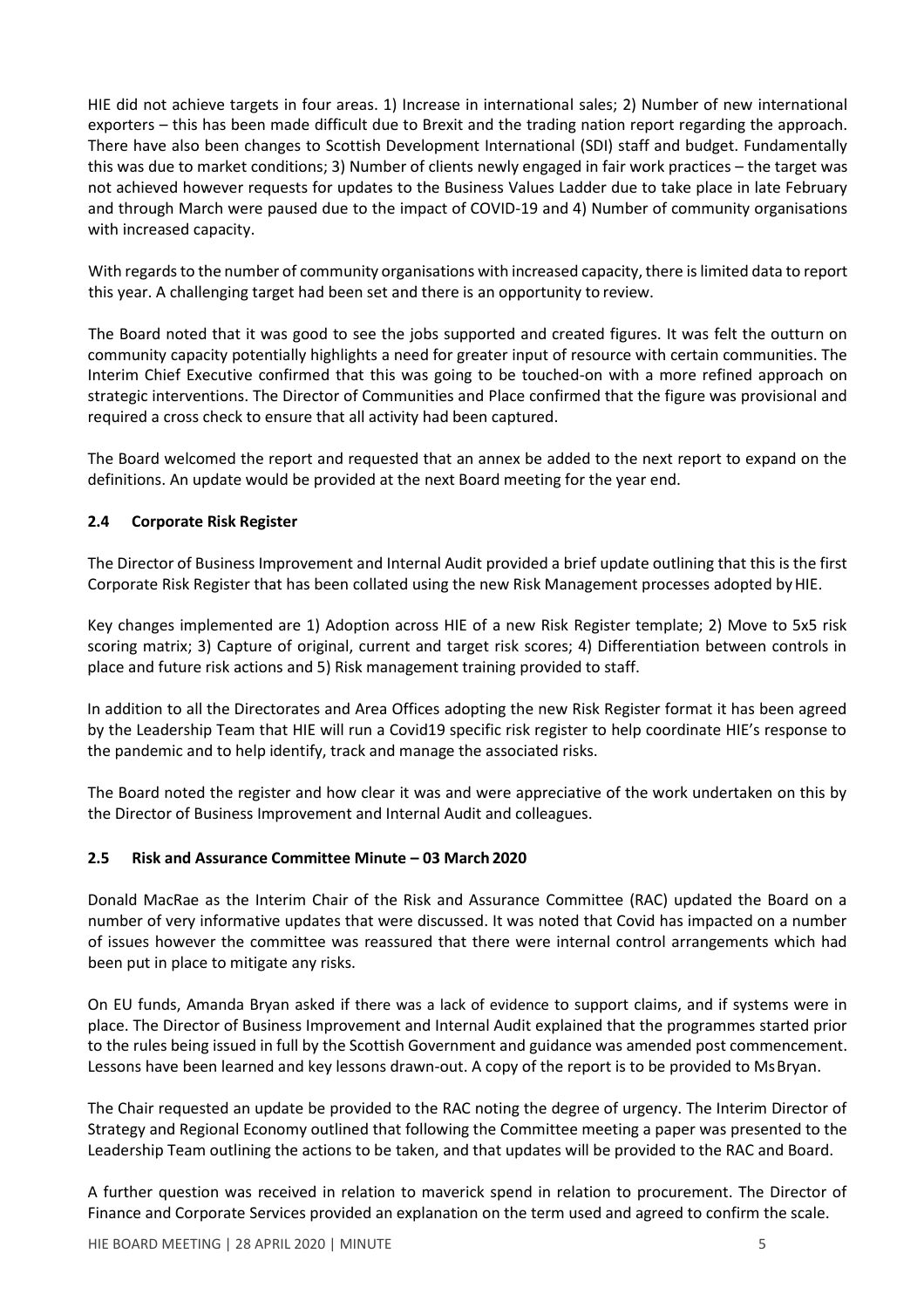HIE did not achieve targets in four areas. 1) Increase in international sales; 2) Number of new international exporters – this has been made difficult due to Brexit and the trading nation report regarding the approach. There have also been changes to Scottish Development International (SDI) staff and budget. Fundamentally this was due to market conditions; 3) Number of clients newly engaged in fair work practices – the target was not achieved however requests for updates to the Business Values Ladder due to take place in late February and through March were paused due to the impact of COVID-19 and 4) Number of community organisations with increased capacity.

With regards to the number of community organisations with increased capacity, there is limited data to report this year. A challenging target had been set and there is an opportunity to review.

The Board noted that it was good to see the jobs supported and created figures. It was felt the outturn on community capacity potentially highlights a need for greater input of resource with certain communities. The Interim Chief Executive confirmed that this was going to be touched-on with a more refined approach on strategic interventions. The Director of Communities and Place confirmed that the figure was provisional and required a cross check to ensure that all activity had been captured.

The Board welcomed the report and requested that an annex be added to the next report to expand on the definitions. An update would be provided at the next Board meeting for the year end.

### 2.4 Corporate Risk Register

The Director of Business Improvement and Internal Audit provided a brief update outlining that this is the first Corporate Risk Register that has been collated using the new Risk Management processes adopted by HIE.

Key changes implemented are 1) Adoption across HIE of a new Risk Register template; 2) Move to 5x5 risk scoring matrix; 3) Capture of original, current and target risk scores; 4) Differentiation between controls in place and future risk actions and 5) Risk management training provided to staff.

In addition to all the Directorates and Area Offices adopting the new Risk Register format it has been agreed by the Leadership Team that HIE will run a Covid19 specific risk register to help coordinate HIE's response to the pandemic and to help identify, track and manage the associated risks.

The Board noted the register and how clear it was and were appreciative of the work undertaken on this by the Director of Business Improvement and Internal Audit and colleagues.

### 2.5 Risk and Assurance Committee Minute – 03 March 2020

Donald MacRae as the Interim Chair of the Risk and Assurance Committee (RAC) updated the Board on a number of very informative updates that were discussed. It was noted that Covid has impacted on a number of issues however the committee was reassured that there were internal control arrangements which had been put in place to mitigate any risks.

On EU funds, Amanda Bryan asked if there was a lack of evidence to support claims, and if systems were in place. The Director of Business Improvement and Internal Audit explained that the programmes started prior to the rules being issued in full by the Scottish Government and guidance was amended post commencement. Lessons have been learned and key lessons drawn-out. A copy of the report is to be provided to Ms Bryan.

The Chair requested an update be provided to the RAC noting the degree of urgency. The Interim Director of Strategy and Regional Economy outlined that following the Committee meeting a paper was presented to the Leadership Team outlining the actions to be taken, and that updates will be provided to the RAC and Board.

A further question was received in relation to maverick spend in relation to procurement. The Director of Finance and Corporate Services provided an explanation on the term used and agreed to confirm the scale.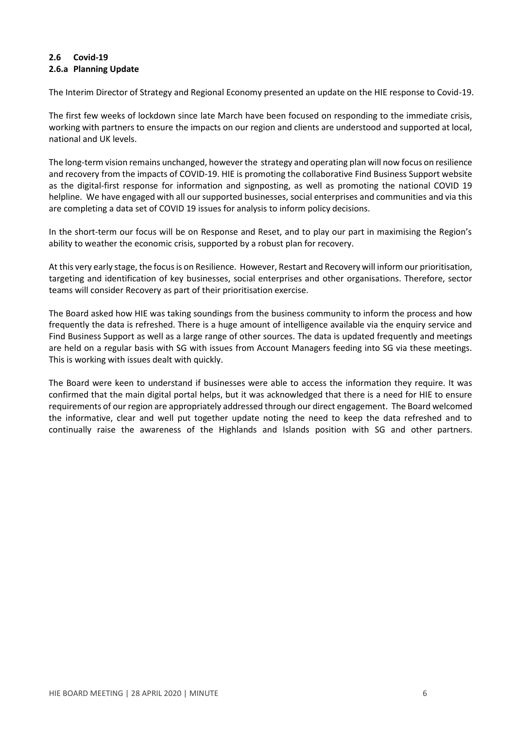### 2.6 Covid-19

### 2.6.a Planning Update

The Interim Director of Strategy and Regional Economy presented an update on the HIE response to Covid-19.

The first few weeks of lockdown since late March have been focused on responding to the immediate crisis, working with partners to ensure the impacts on our region and clients are understood and supported at local, national and UK levels.

The long-term vision remains unchanged, however the strategy and operating plan will now focus on resilience and recovery from the impacts of COVID-19. HIE is promoting the collaborative Find Business Support website as the digital-first response for information and signposting, as well as promoting the national COVID 19 helpline. We have engaged with all our supported businesses, social enterprises and communities and via this are completing a data set of COVID 19 issues for analysis to inform policy decisions.

In the short-term our focus will be on Response and Reset, and to play our part in maximising the Region's ability to weather the economic crisis, supported by a robust plan for recovery.

At this very early stage, the focus is on Resilience. However, Restart and Recovery will inform our prioritisation, targeting and identification of key businesses, social enterprises and other organisations. Therefore, sector teams will consider Recovery as part of their prioritisation exercise.

The Board asked how HIE was taking soundings from the business community to inform the process and how frequently the data is refreshed. There is a huge amount of intelligence available via the enquiry service and Find Business Support as well as a large range of other sources. The data is updated frequently and meetings are held on a regular basis with SG with issues from Account Managers feeding into SG via these meetings. This is working with issues dealt with quickly.

The Board were keen to understand if businesses were able to access the information they require. It was confirmed that the main digital portal helps, but it was acknowledged that there is a need for HIE to ensure requirements of our region are appropriately addressed through our direct engagement. The Board welcomed the informative, clear and well put together update noting the need to keep the data refreshed and to continually raise the awareness of the Highlands and Islands position with SG and other partners.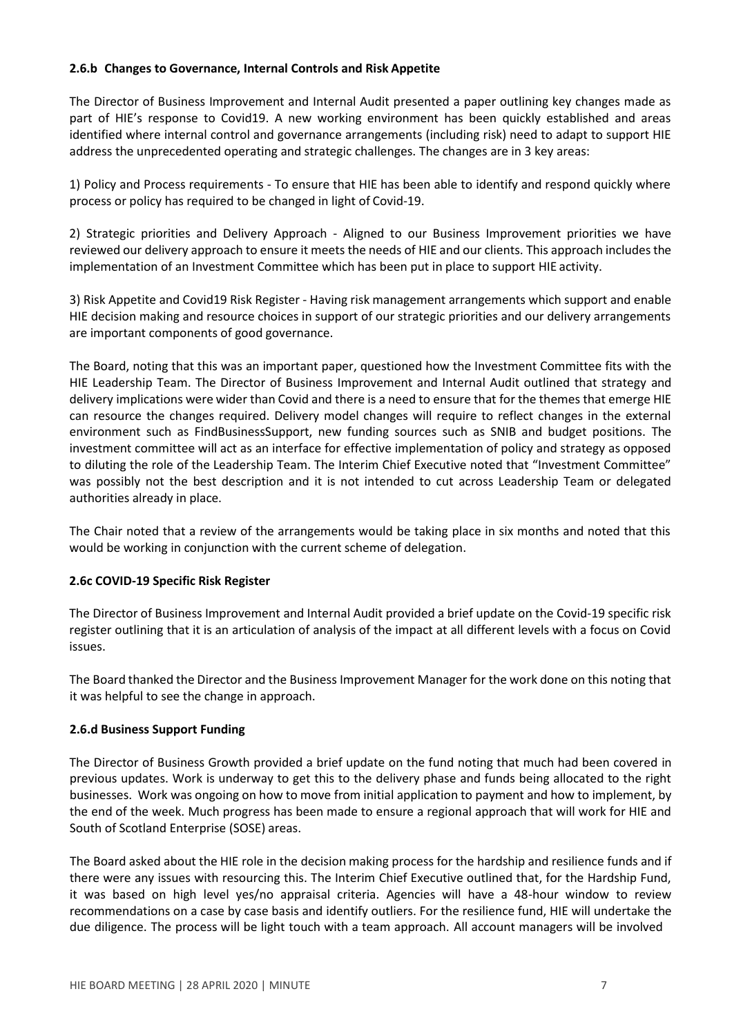#### 2.6.b Changes to Governance, Internal Controls and Risk Appetite

The Director of Business Improvement and Internal Audit presented a paper outlining key changes made as part of HIE's response to Covid19. A new working environment has been quickly established and areas identified where internal control and governance arrangements (including risk) need to adapt to support HIE address the unprecedented operating and strategic challenges. The changes are in 3 key areas:

1) Policy and Process requirements - To ensure that HIE has been able to identify and respond quickly where process or policy has required to be changed in light of Covid-19.

2) Strategic priorities and Delivery Approach - Aligned to our Business Improvement priorities we have reviewed our delivery approach to ensure it meets the needs of HIE and our clients. This approach includes the implementation of an Investment Committee which has been put in place to support HIE activity.

3) Risk Appetite and Covid19 Risk Register - Having risk management arrangements which support and enable HIE decision making and resource choices in support of our strategic priorities and our delivery arrangements are important components of good governance.

The Board, noting that this was an important paper, questioned how the Investment Committee fits with the HIE Leadership Team. The Director of Business Improvement and Internal Audit outlined that strategy and delivery implications were wider than Covid and there is a need to ensure that for the themes that emerge HIE can resource the changes required. Delivery model changes will require to reflect changes in the external environment such as FindBusinessSupport, new funding sources such as SNIB and budget positions. The investment committee will act as an interface for effective implementation of policy and strategy as opposed to diluting the role of the Leadership Team. The Interim Chief Executive noted that "Investment Committee" was possibly not the best description and it is not intended to cut across Leadership Team or delegated authorities already in place.

The Chair noted that a review of the arrangements would be taking place in six months and noted that this would be working in conjunction with the current scheme of delegation.

#### 2.6c COVID-19 Specific Risk Register

The Director of Business Improvement and Internal Audit provided a brief update on the Covid-19 specific risk register outlining that it is an articulation of analysis of the impact at all different levels with a focus on Covid issues.

The Board thanked the Director and the Business Improvement Manager for the work done on this noting that it was helpful to see the change in approach.

#### 2.6.d Business Support Funding

The Director of Business Growth provided a brief update on the fund noting that much had been covered in previous updates. Work is underway to get this to the delivery phase and funds being allocated to the right businesses. Work was ongoing on how to move from initial application to payment and how to implement, by the end of the week. Much progress has been made to ensure a regional approach that will work for HIE and South of Scotland Enterprise (SOSE) areas.

The Board asked about the HIE role in the decision making process for the hardship and resilience funds and if there were any issues with resourcing this. The Interim Chief Executive outlined that, for the Hardship Fund, it was based on high level yes/no appraisal criteria. Agencies will have a 48-hour window to review recommendations on a case by case basis and identify outliers. For the resilience fund, HIE will undertake the due diligence. The process will be light touch with a team approach. All account managers will be involved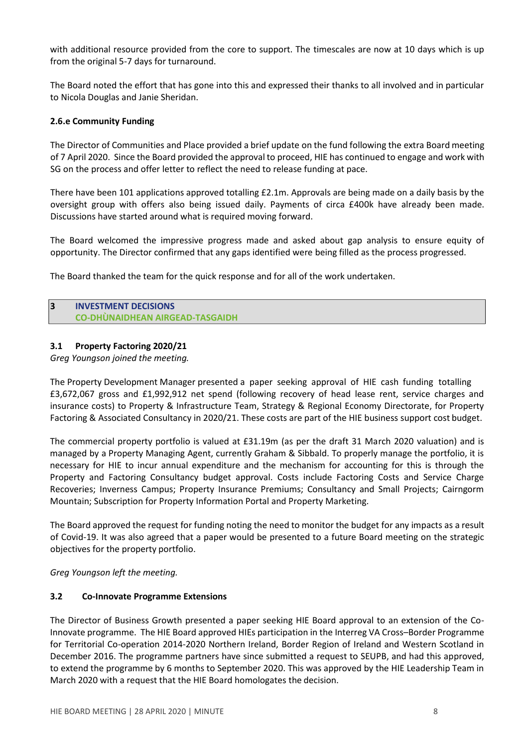with additional resource provided from the core to support. The timescales are now at 10 days which is up from the original 5-7 days for turnaround.

The Board noted the effort that has gone into this and expressed their thanks to all involved and in particular to Nicola Douglas and Janie Sheridan.

**2.6.e Community Funding**

The Director of Communities and Place provided a brief update on the fund following the extra Board meeting of 7 April 2020. Since the Board provided the approval to proceed, HIE has continued to engage and work with SG on the process and offer letter to reflect the need to release funding at pace.

There have been 101 applications approved totalling £2.1m. Approvals are being made on a daily basis by the oversight group with offers also being issued daily. Payments of circa £400k have already been made. Discussions have started around what is required moving forward.

The Board welcomed the impressive progress made and asked about gap analysis to ensure equity of opportunity. The Director confirmed that any gaps identified were being filled as the process progressed.

The Board thanked the team for the quick response and for all of the work undertaken.

## 3 INVESTMENT DECISIONS
## CO-DHÙNAIDHEAN AIRGEAD-TASGAIDH

### 3.1 Property Factoring 2020/21

*Greg Youngson joined the meeting.*

The Property Development Manager presented a paper seeking approval of HIE cash funding totalling £3,672,067 gross and £1,992,912 net spend (following recovery of head lease rent, service charges and insurance costs) to Property & Infrastructure Team, Strategy & Regional Economy Directorate, for Property Factoring & Associated Consultancy in 2020/21. These costs are part of the HIE business support cost budget.

The commercial property portfolio is valued at £31.19m (as per the draft 31 March 2020 valuation) and is managed by a Property Managing Agent, currently Graham & Sibbald. To properly manage the portfolio, it is necessary for HIE to incur annual expenditure and the mechanism for accounting for this is through the Property and Factoring Consultancy budget approval. Costs include Factoring Costs and Service Charge Recoveries; Inverness Campus; Property Insurance Premiums; Consultancy and Small Projects; Cairngorm Mountain; Subscription for Property Information Portal and Property Marketing.

The Board approved the request for funding noting the need to monitor the budget for any impacts as a result of Covid-19. It was also agreed that a paper would be presented to a future Board meeting on the strategic objectives for the property portfolio.

*Greg Youngson left the meeting.*

### 3.2 Co-Innovate Programme Extensions

The Director of Business Growth presented a paper seeking HIE Board approval to an extension of the Co-Innovate programme. The HIE Board approved HIEs participation in the Interreg VA Cross–Border Programme for Territorial Co-operation 2014-2020 Northern Ireland, Border Region of Ireland and Western Scotland in December 2016. The programme partners have since submitted a request to SEUPB, and had this approved, to extend the programme by 6 months to September 2020. This was approved by the HIE Leadership Team in March 2020 with a request that the HIE Board homologates the decision.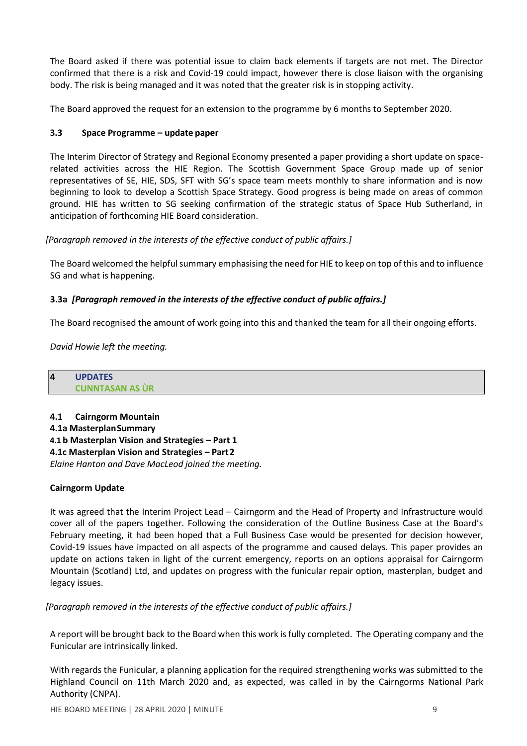The Board asked if there was potential issue to claim back elements if targets are not met. The Director confirmed that there is a risk and Covid-19 could impact, however there is close liaison with the organising body. The risk is being managed and it was noted that the greater risk is in stopping activity.

The Board approved the request for an extension to the programme by 6 months to September 2020.

### 3.3 Space Programme – update paper

The Interim Director of Strategy and Regional Economy presented a paper providing a short update on space-related activities across the HIE Region. The Scottish Government Space Group made up of senior representatives of SE, HIE, SDS, SFT with SG's space team meets monthly to share information and is now beginning to look to develop a Scottish Space Strategy. Good progress is being made on areas of common ground. HIE has written to SG seeking confirmation of the strategic status of Space Hub Sutherland, in anticipation of forthcoming HIE Board consideration.

*[Paragraph removed in the interests of the effective conduct of public affairs.]*

The Board welcomed the helpful summary emphasising the need for HIE to keep on top of this and to influence SG and what is happening.

### 3.3a *[Paragraph removed in the interests of the effective conduct of public affairs.]*

The Board recognised the amount of work going into this and thanked the team for all their ongoing efforts.

*David Howie left the meeting.*

## 4 UPDATES
## CUNNTASAN AS ÙR

**4.1 Cairngorm Mountain**
**4.1a Masterplan Summary**
**4.1 b Masterplan Vision and Strategies – Part 1**
**4.1c Masterplan Vision and Strategies – Part 2**
*Elaine Hanton and Dave MacLeod joined the meeting.*

**Cairngorm Update**

It was agreed that the Interim Project Lead – Cairngorm and the Head of Property and Infrastructure would cover all of the papers together. Following the consideration of the Outline Business Case at the Board's February meeting, it had been hoped that a Full Business Case would be presented for decision however, Covid-19 issues have impacted on all aspects of the programme and caused delays. This paper provides an update on actions taken in light of the current emergency, reports on an options appraisal for Cairngorm Mountain (Scotland) Ltd, and updates on progress with the funicular repair option, masterplan, budget and legacy issues.

*[Paragraph removed in the interests of the effective conduct of public affairs.]*

A report will be brought back to the Board when this work is fully completed. The Operating company and the Funicular are intrinsically linked.

With regards the Funicular, a planning application for the required strengthening works was submitted to the Highland Council on 11th March 2020 and, as expected, was called in by the Cairngorms National Park Authority (CNPA).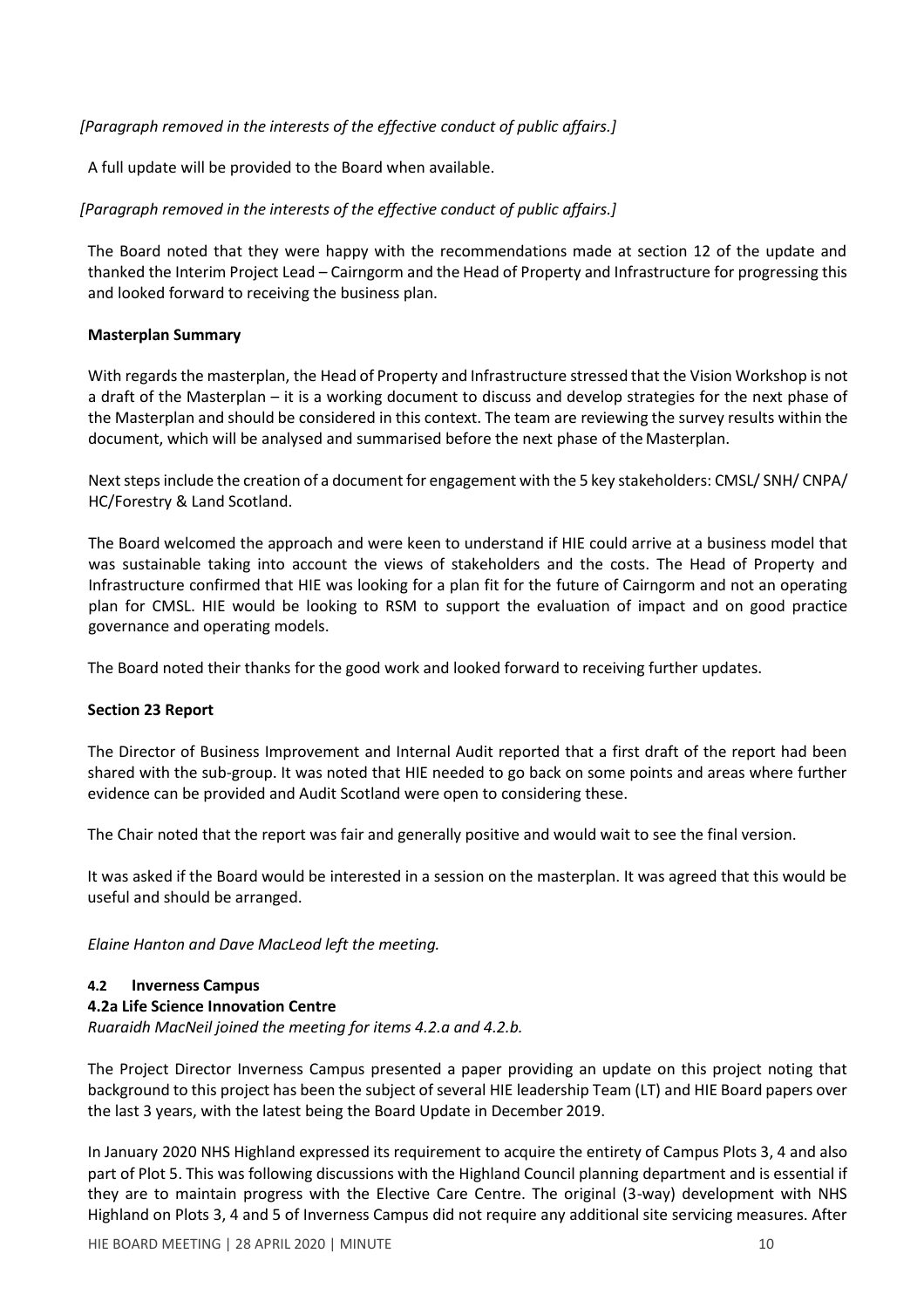*[Paragraph removed in the interests of the effective conduct of public affairs.]*

A full update will be provided to the Board when available.

*[Paragraph removed in the interests of the effective conduct of public affairs.]*

The Board noted that they were happy with the recommendations made at section 12 of the update and thanked the Interim Project Lead – Cairngorm and the Head of Property and Infrastructure for progressing this and looked forward to receiving the business plan.

**Masterplan Summary**

With regards the masterplan, the Head of Property and Infrastructure stressed that the Vision Workshop is not a draft of the Masterplan – it is a working document to discuss and develop strategies for the next phase of the Masterplan and should be considered in this context. The team are reviewing the survey results within the document, which will be analysed and summarised before the next phase of the Masterplan.

Next steps include the creation of a document for engagement with the 5 key stakeholders: CMSL/ SNH/ CNPA/ HC/Forestry & Land Scotland.

The Board welcomed the approach and were keen to understand if HIE could arrive at a business model that was sustainable taking into account the views of stakeholders and the costs. The Head of Property and Infrastructure confirmed that HIE was looking for a plan fit for the future of Cairngorm and not an operating plan for CMSL. HIE would be looking to RSM to support the evaluation of impact and on good practice governance and operating models.

The Board noted their thanks for the good work and looked forward to receiving further updates.

**Section 23 Report**

The Director of Business Improvement and Internal Audit reported that a first draft of the report had been shared with the sub-group. It was noted that HIE needed to go back on some points and areas where further evidence can be provided and Audit Scotland were open to considering these.

The Chair noted that the report was fair and generally positive and would wait to see the final version.

It was asked if the Board would be interested in a session on the masterplan. It was agreed that this would be useful and should be arranged.

*Elaine Hanton and Dave MacLeod left the meeting.*

### 4.2 Inverness Campus

#### 4.2a Life Science Innovation Centre

*Ruaraidh MacNeil joined the meeting for items 4.2.a and 4.2.b.*

The Project Director Inverness Campus presented a paper providing an update on this project noting that background to this project has been the subject of several HIE leadership Team (LT) and HIE Board papers over the last 3 years, with the latest being the Board Update in December 2019.

In January 2020 NHS Highland expressed its requirement to acquire the entirety of Campus Plots 3, 4 and also part of Plot 5. This was following discussions with the Highland Council planning department and is essential if they are to maintain progress with the Elective Care Centre. The original (3-way) development with NHS Highland on Plots 3, 4 and 5 of Inverness Campus did not require any additional site servicing measures. After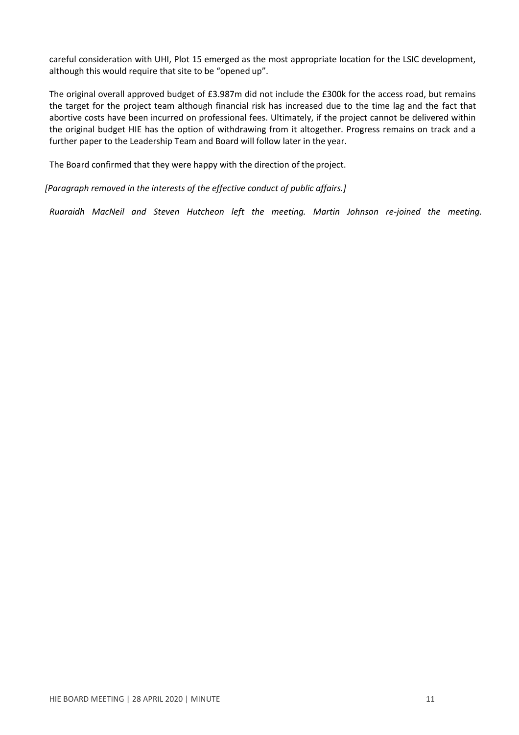careful consideration with UHI, Plot 15 emerged as the most appropriate location for the LSIC development, although this would require that site to be "opened up".

The original overall approved budget of £3.987m did not include the £300k for the access road, but remains the target for the project team although financial risk has increased due to the time lag and the fact that abortive costs have been incurred on professional fees. Ultimately, if the project cannot be delivered within the original budget HIE has the option of withdrawing from it altogether. Progress remains on track and a further paper to the Leadership Team and Board will follow later in the year.

The Board confirmed that they were happy with the direction of the project.

*[Paragraph removed in the interests of the effective conduct of public affairs.]*

*Ruaraidh MacNeil and Steven Hutcheon left the meeting. Martin Johnson re-joined the meeting.*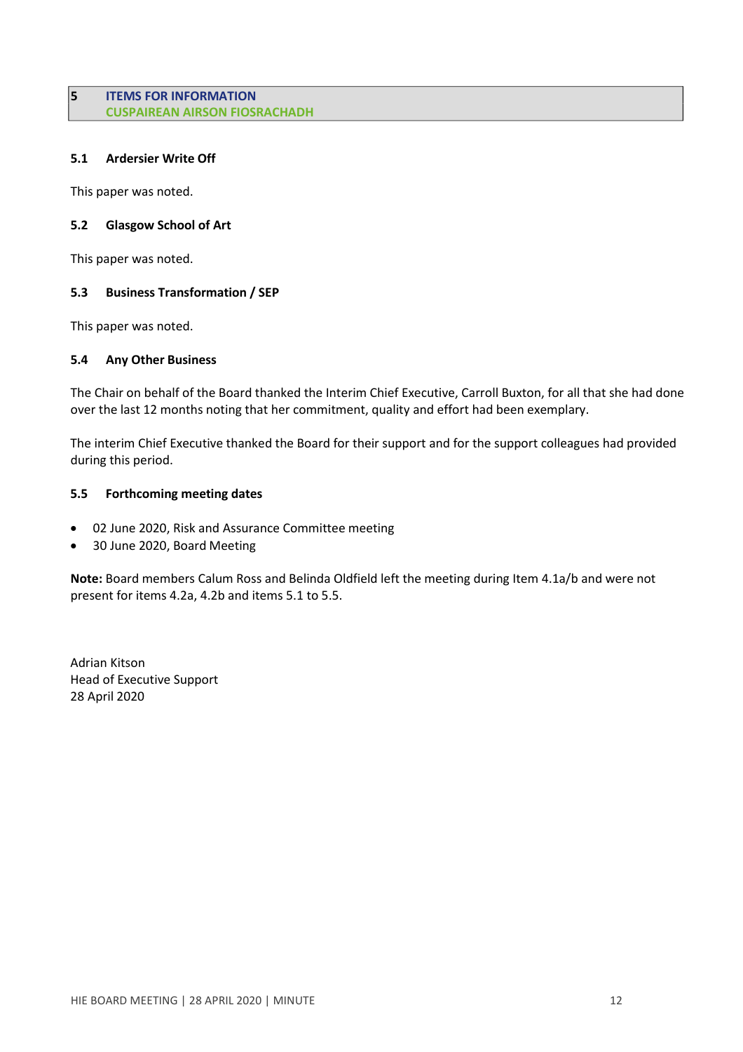## 5 ITEMS FOR INFORMATION
## CUSPAIREAN AIRSON FIOSRACHADH

### 5.1 Ardersier Write Off

This paper was noted.

### 5.2 Glasgow School of Art

This paper was noted.

### 5.3 Business Transformation / SEP

This paper was noted.

### 5.4 Any Other Business

The Chair on behalf of the Board thanked the Interim Chief Executive, Carroll Buxton, for all that she had done over the last 12 months noting that her commitment, quality and effort had been exemplary.

The interim Chief Executive thanked the Board for their support and for the support colleagues had provided during this period.

### 5.5 Forthcoming meeting dates

- 02 June 2020, Risk and Assurance Committee meeting
- 30 June 2020, Board Meeting

**Note:** Board members Calum Ross and Belinda Oldfield left the meeting during Item 4.1a/b and were not present for items 4.2a, 4.2b and items 5.1 to 5.5.

Adrian Kitson
Head of Executive Support
28 April 2020